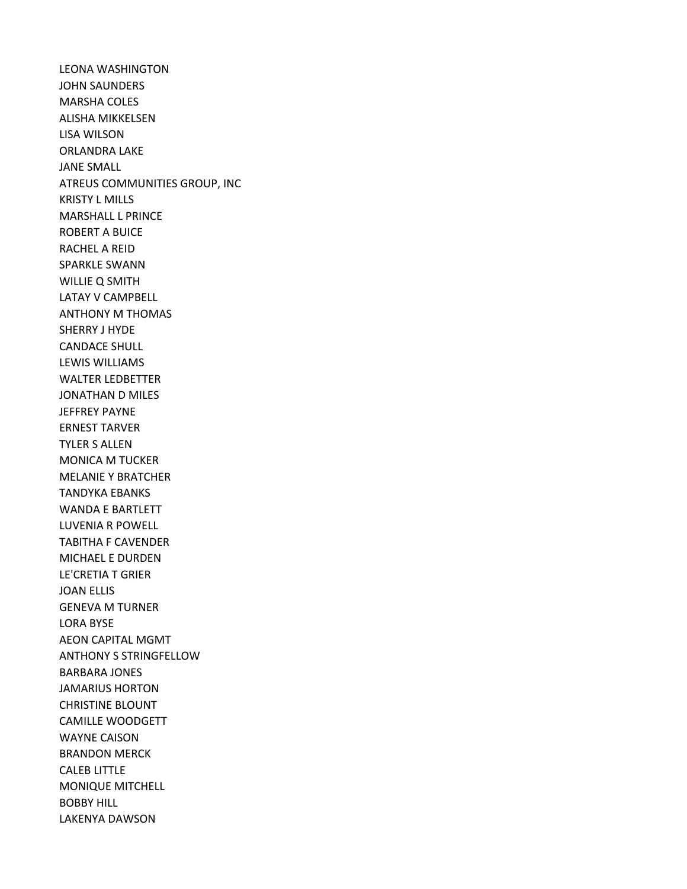LEONA WASHINGTON
JOHN SAUNDERS
MARSHA COLES
ALISHA MIKKELSEN
LISA WILSON
ORLANDRA LAKE
JANE SMALL
ATREUS COMMUNITIES GROUP, INC
KRISTY L MILLS
MARSHALL L PRINCE
ROBERT A BUICE
RACHEL A REID
SPARKLE SWANN
WILLIE Q SMITH
LATAY V CAMPBELL
ANTHONY M THOMAS
SHERRY J HYDE
CANDACE SHULL
LEWIS WILLIAMS
WALTER LEDBETTER
JONATHAN D MILES
JEFFREY PAYNE
ERNEST TARVER
TYLER S ALLEN
MONICA M TUCKER
MELANIE Y BRATCHER
TANDYKA EBANKS
WANDA E BARTLETT
LUVENIA R POWELL
TABITHA F CAVENDER
MICHAEL E DURDEN
LE'CRETIA T GRIER
JOAN ELLIS
GENEVA M TURNER
LORA BYSE
AEON CAPITAL MGMT
ANTHONY S STRINGFELLOW
BARBARA JONES
JAMARIUS HORTON
CHRISTINE BLOUNT
CAMILLE WOODGETT
WAYNE CAISON
BRANDON MERCK
CALEB LITTLE
MONIQUE MITCHELL
BOBBY HILL
LAKENYA DAWSON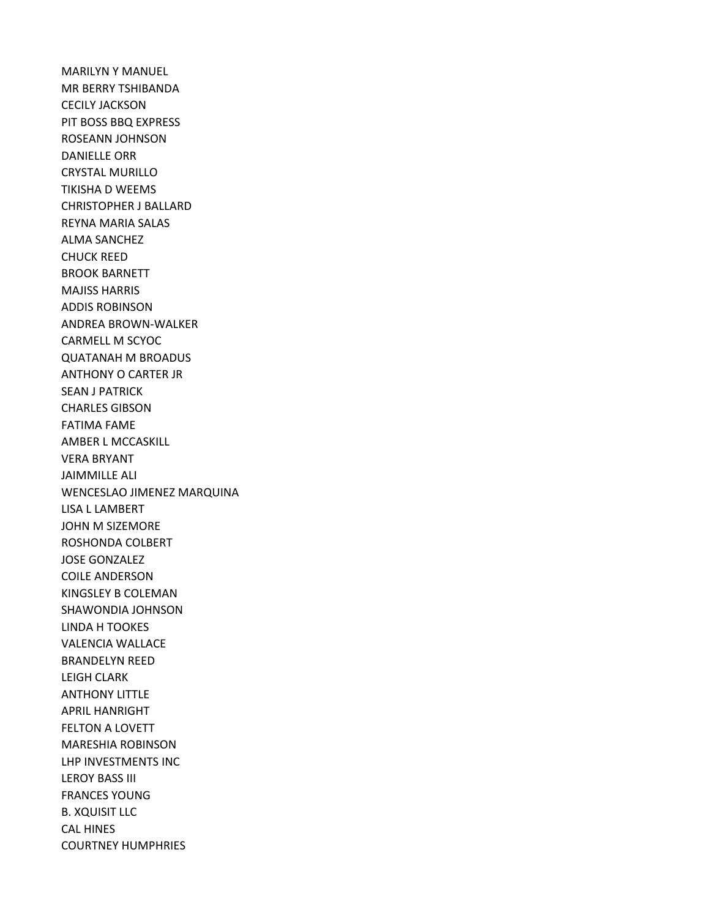MARILYN Y MANUEL
MR BERRY TSHIBANDA
CECILY JACKSON
PIT BOSS BBQ EXPRESS
ROSEANN JOHNSON
DANIELLE ORR
CRYSTAL MURILLO
TIKISHA D WEEMS
CHRISTOPHER J BALLARD
REYNA MARIA SALAS
ALMA SANCHEZ
CHUCK REED
BROOK BARNETT
MAJISS HARRIS
ADDIS ROBINSON
ANDREA BROWN-WALKER
CARMELL M SCYOC
QUATANAH M BROADUS
ANTHONY O CARTER JR
SEAN J PATRICK
CHARLES GIBSON
FATIMA FAME
AMBER L MCCASKILL
VERA BRYANT
JAIMMILLE ALI
WENCESLAO JIMENEZ MARQUINA
LISA L LAMBERT
JOHN M SIZEMORE
ROSHONDA COLBERT
JOSE GONZALEZ
COILE ANDERSON
KINGSLEY B COLEMAN
SHAWONDIA JOHNSON
LINDA H TOOKES
VALENCIA WALLACE
BRANDELYN REED
LEIGH CLARK
ANTHONY LITTLE
APRIL HANRIGHT
FELTON A LOVETT
MARESHIA ROBINSON
LHP INVESTMENTS INC
LEROY BASS III
FRANCES YOUNG
B. XQUISIT LLC
CAL HINES
COURTNEY HUMPHRIES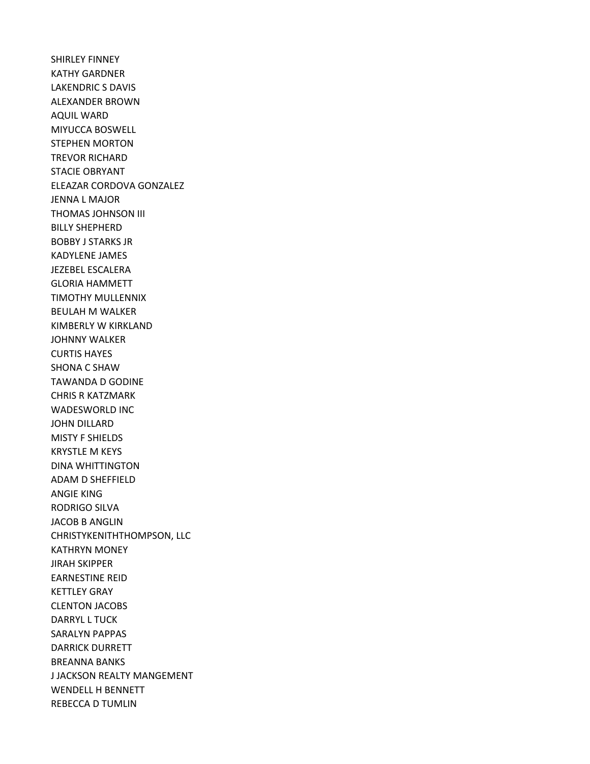SHIRLEY FINNEY
KATHY GARDNER
LAKENDRIC S DAVIS
ALEXANDER BROWN
AQUIL WARD
MIYUCCA BOSWELL
STEPHEN MORTON
TREVOR RICHARD
STACIE OBRYANT
ELEAZAR CORDOVA GONZALEZ
JENNA L MAJOR
THOMAS JOHNSON III
BILLY SHEPHERD
BOBBY J STARKS JR
KADYLENE JAMES
JEZEBEL ESCALERA
GLORIA HAMMETT
TIMOTHY MULLENNIX
BEULAH M WALKER
KIMBERLY W KIRKLAND
JOHNNY WALKER
CURTIS HAYES
SHONA C SHAW
TAWANDA D GODINE
CHRIS R KATZMARK
WADESWORLD INC
JOHN DILLARD
MISTY F SHIELDS
KRYSTLE M KEYS
DINA WHITTINGTON
ADAM D SHEFFIELD
ANGIE KING
RODRIGO SILVA
JACOB B ANGLIN
CHRISTYKENITHTHOMPSON, LLC
KATHRYN MONEY
JIRAH SKIPPER
EARNESTINE REID
KETTLEY GRAY
CLENTON JACOBS
DARRYL L TUCK
SARALYN PAPPAS
DARRICK DURRETT
BREANNA BANKS
J JACKSON REALTY MANGEMENT
WENDELL H BENNETT
REBECCA D TUMLIN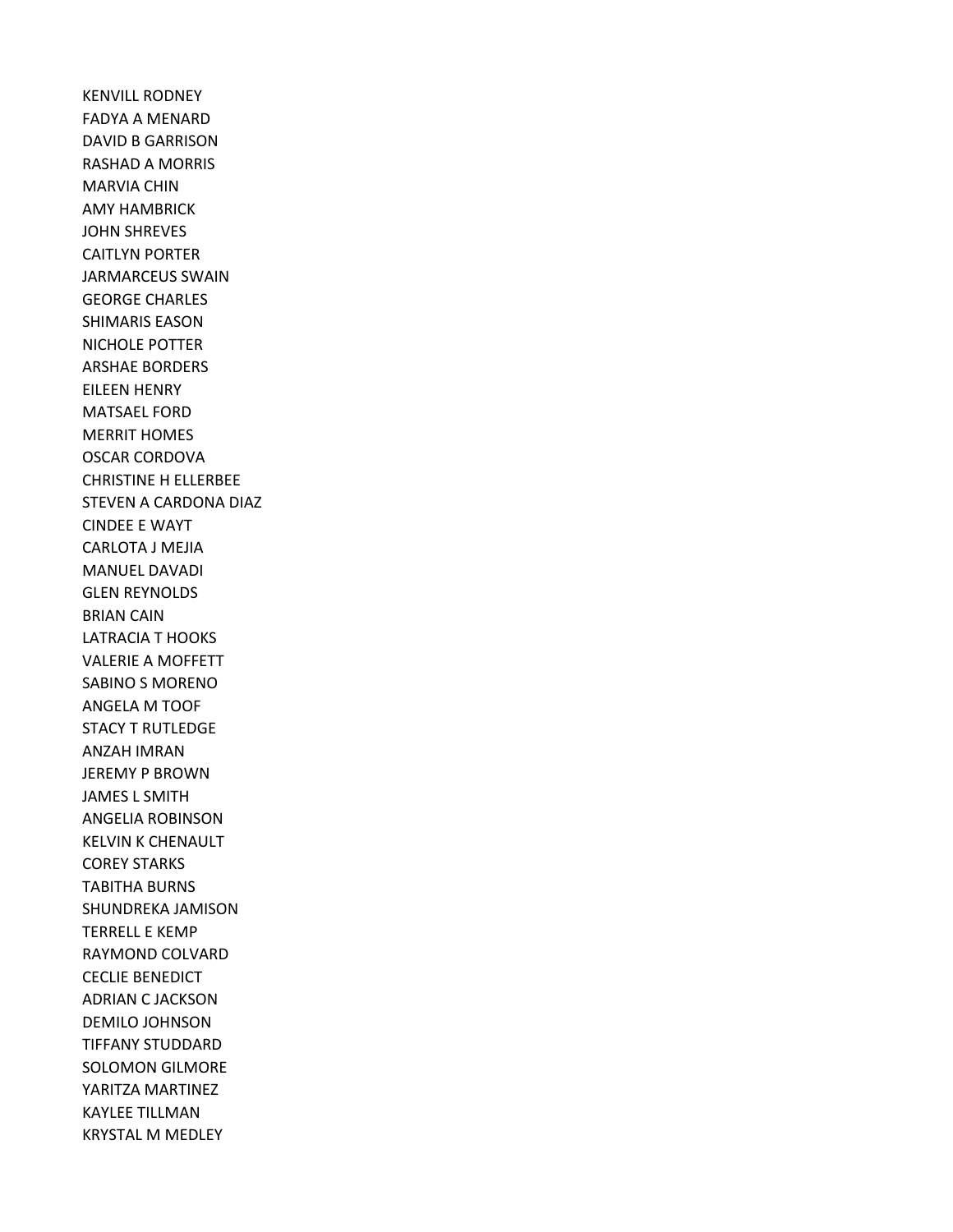KENVILL RODNEY
FADYA A MENARD
DAVID B GARRISON
RASHAD A MORRIS
MARVIA CHIN
AMY HAMBRICK
JOHN SHREVES
CAITLYN PORTER
JARMARCEUS SWAIN
GEORGE CHARLES
SHIMARIS EASON
NICHOLE POTTER
ARSHAE BORDERS
EILEEN HENRY
MATSAEL FORD
MERRIT HOMES
OSCAR CORDOVA
CHRISTINE H ELLERBEE
STEVEN A CARDONA DIAZ
CINDEE E WAYT
CARLOTA J MEJIA
MANUEL DAVADI
GLEN REYNOLDS
BRIAN CAIN
LATRACIA T HOOKS
VALERIE A MOFFETT
SABINO S MORENO
ANGELA M TOOF
STACY T RUTLEDGE
ANZAH IMRAN
JEREMY P BROWN
JAMES L SMITH
ANGELIA ROBINSON
KELVIN K CHENAULT
COREY STARKS
TABITHA BURNS
SHUNDREKA JAMISON
TERRELL E KEMP
RAYMOND COLVARD
CECLIE BENEDICT
ADRIAN C JACKSON
DEMILO JOHNSON
TIFFANY STUDDARD
SOLOMON GILMORE
YARITZA MARTINEZ
KAYLEE TILLMAN
KRYSTAL M MEDLEY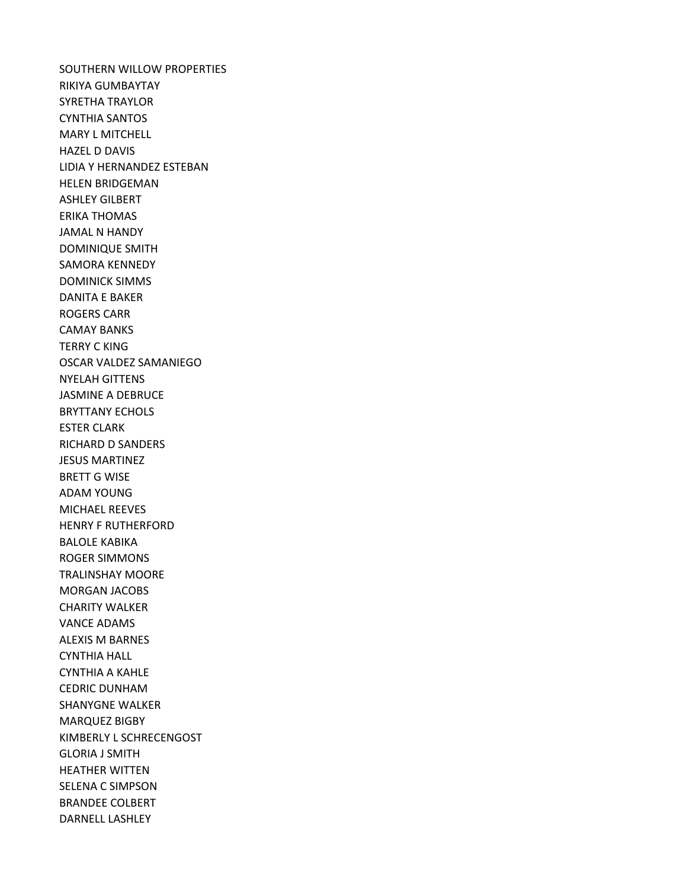SOUTHERN WILLOW PROPERTIES
RIKIYA GUMBAYTAY
SYRETHA TRAYLOR
CYNTHIA SANTOS
MARY L MITCHELL
HAZEL D DAVIS
LIDIA Y HERNANDEZ ESTEBAN
HELEN BRIDGEMAN
ASHLEY GILBERT
ERIKA THOMAS
JAMAL N HANDY
DOMINIQUE SMITH
SAMORA KENNEDY
DOMINICK SIMMS
DANITA E BAKER
ROGERS CARR
CAMAY BANKS
TERRY C KING
OSCAR VALDEZ SAMANIEGO
NYELAH GITTENS
JASMINE A DEBRUCE
BRYTTANY ECHOLS
ESTER CLARK
RICHARD D SANDERS
JESUS MARTINEZ
BRETT G WISE
ADAM YOUNG
MICHAEL REEVES
HENRY F RUTHERFORD
BALOLE KABIKA
ROGER SIMMONS
TRALINSHAY MOORE
MORGAN JACOBS
CHARITY WALKER
VANCE ADAMS
ALEXIS M BARNES
CYNTHIA HALL
CYNTHIA A KAHLE
CEDRIC DUNHAM
SHANYGNE WALKER
MARQUEZ BIGBY
KIMBERLY L SCHRECENGOST
GLORIA J SMITH
HEATHER WITTEN
SELENA C SIMPSON
BRANDEE COLBERT
DARNELL LASHLEY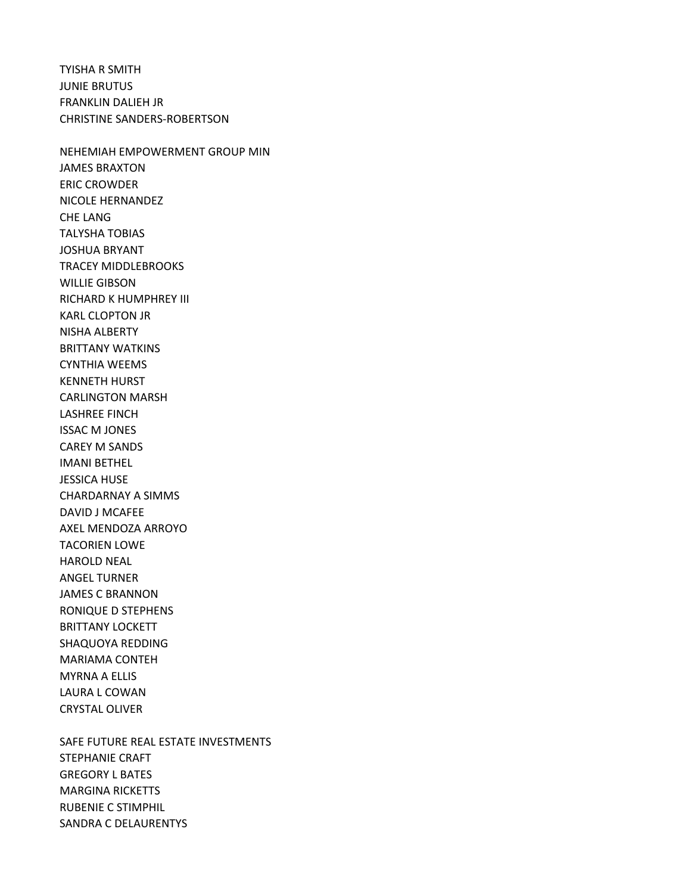TYISHA R SMITH
JUNIE BRUTUS
FRANKLIN DALIEH JR
CHRISTINE SANDERS-ROBERTSON

NEHEMIAH EMPOWERMENT GROUP MIN
JAMES BRAXTON
ERIC CROWDER
NICOLE HERNANDEZ
CHE LANG
TALYSHA TOBIAS
JOSHUA BRYANT
TRACEY MIDDLEBROOKS
WILLIE GIBSON
RICHARD K HUMPHREY III
KARL CLOPTON JR
NISHA ALBERTY
BRITTANY WATKINS
CYNTHIA WEEMS
KENNETH HURST
CARLINGTON MARSH
LASHREE FINCH
ISSAC M JONES
CAREY M SANDS
IMANI BETHEL
JESSICA HUSE
CHARDARNAY A SIMMS
DAVID J MCAFEE
AXEL MENDOZA ARROYO
TACORIEN LOWE
HAROLD NEAL
ANGEL TURNER
JAMES C BRANNON
RONIQUE D STEPHENS
BRITTANY LOCKETT
SHAQUOYA REDDING
MARIAMA CONTEH
MYRNA A ELLIS
LAURA L COWAN
CRYSTAL OLIVER

SAFE FUTURE REAL ESTATE INVESTMENTS
STEPHANIE CRAFT
GREGORY L BATES
MARGINA RICKETTS
RUBENIE C STIMPHIL
SANDRA C DELAURENTYS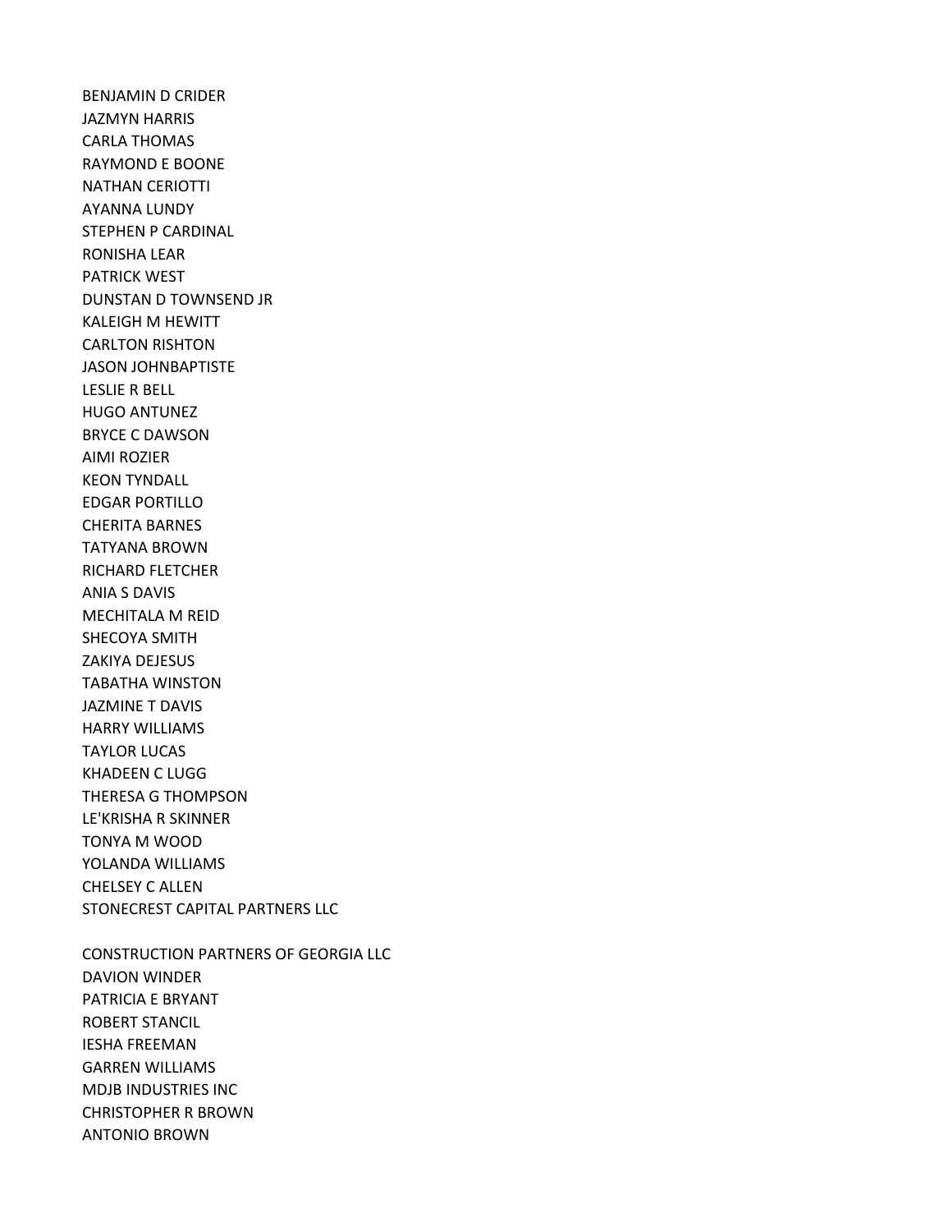BENJAMIN D CRIDER
JAZMYN HARRIS
CARLA THOMAS
RAYMOND E BOONE
NATHAN CERIOTTI
AYANNA LUNDY
STEPHEN P CARDINAL
RONISHA LEAR
PATRICK WEST
DUNSTAN D TOWNSEND JR
KALEIGH M HEWITT
CARLTON RISHTON
JASON JOHNBAPTISTE
LESLIE R BELL
HUGO ANTUNEZ
BRYCE C DAWSON
AIMI ROZIER
KEON TYNDALL
EDGAR PORTILLO
CHERITA BARNES
TATYANA BROWN
RICHARD FLETCHER
ANIA S DAVIS
MECHITALA M REID
SHECOYA SMITH
ZAKIYA DEJESUS
TABATHA WINSTON
JAZMINE T DAVIS
HARRY WILLIAMS
TAYLOR LUCAS
KHADEEN C LUGG
THERESA G THOMPSON
LE'KRISHA R SKINNER
TONYA M WOOD
YOLANDA WILLIAMS
CHELSEY C ALLEN
STONECREST CAPITAL PARTNERS LLC

CONSTRUCTION PARTNERS OF GEORGIA LLC
DAVION WINDER
PATRICIA E BRYANT
ROBERT STANCIL
IESHA FREEMAN
GARREN WILLIAMS
MDJB INDUSTRIES INC
CHRISTOPHER R BROWN
ANTONIO BROWN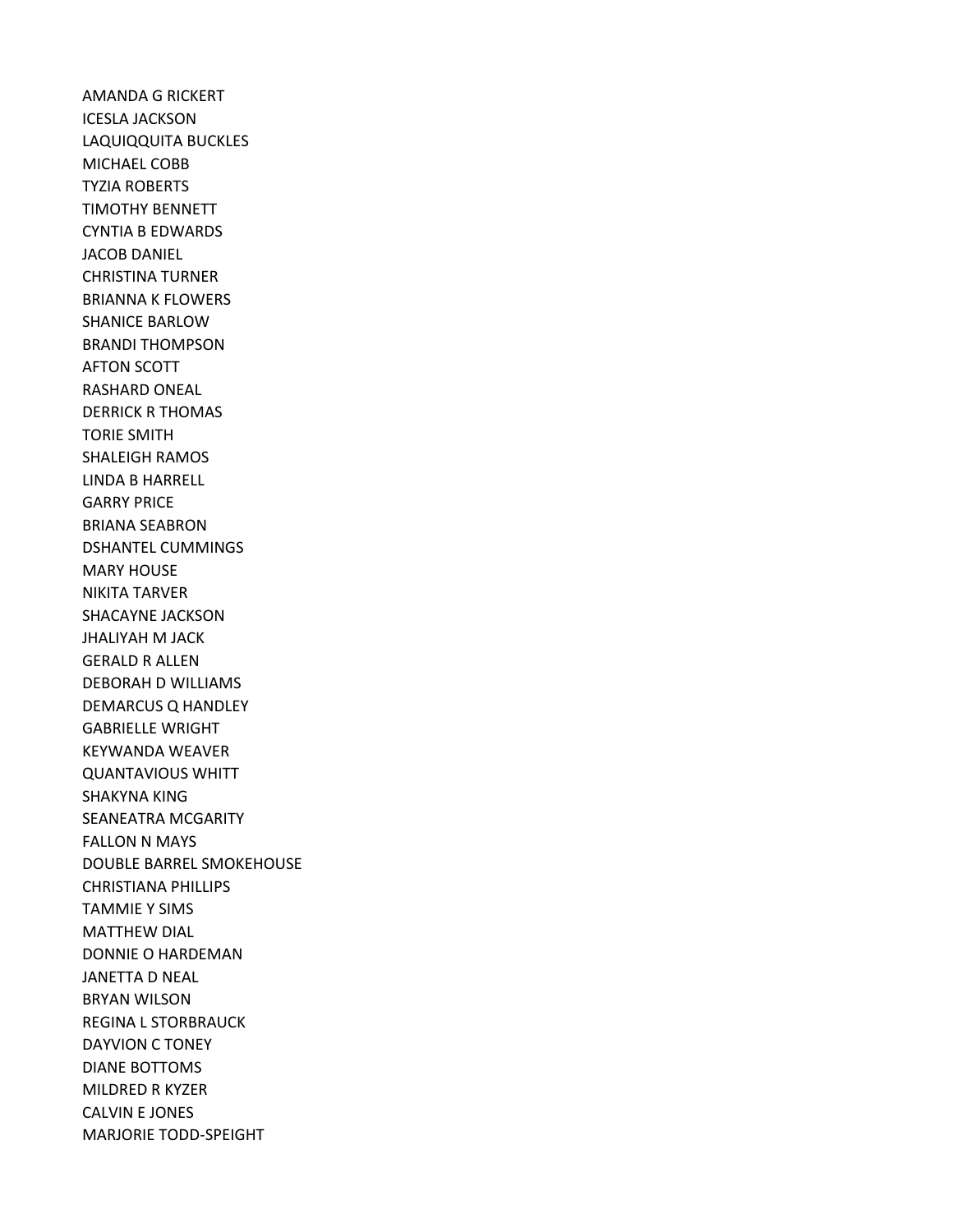AMANDA G RICKERT
ICESLA JACKSON
LAQUIQQUITA BUCKLES
MICHAEL COBB
TYZIA ROBERTS
TIMOTHY BENNETT
CYNTIA B EDWARDS
JACOB DANIEL
CHRISTINA TURNER
BRIANNA K FLOWERS
SHANICE BARLOW
BRANDI THOMPSON
AFTON SCOTT
RASHARD ONEAL
DERRICK R THOMAS
TORIE SMITH
SHALEIGH RAMOS
LINDA B HARRELL
GARRY PRICE
BRIANA SEABRON
DSHANTEL CUMMINGS
MARY HOUSE
NIKITA TARVER
SHACAYNE JACKSON
JHALIYAH M JACK
GERALD R ALLEN
DEBORAH D WILLIAMS
DEMARCUS Q HANDLEY
GABRIELLE WRIGHT
KEYWANDA WEAVER
QUANTAVIOUS WHITT
SHAKYNA KING
SEANEATRA MCGARITY
FALLON N MAYS
DOUBLE BARREL SMOKEHOUSE
CHRISTIANA PHILLIPS
TAMMIE Y SIMS
MATTHEW DIAL
DONNIE O HARDEMAN
JANETTA D NEAL
BRYAN WILSON
REGINA L STORBRAUCK
DAYVION C TONEY
DIANE BOTTOMS
MILDRED R KYZER
CALVIN E JONES
MARJORIE TODD-SPEIGHT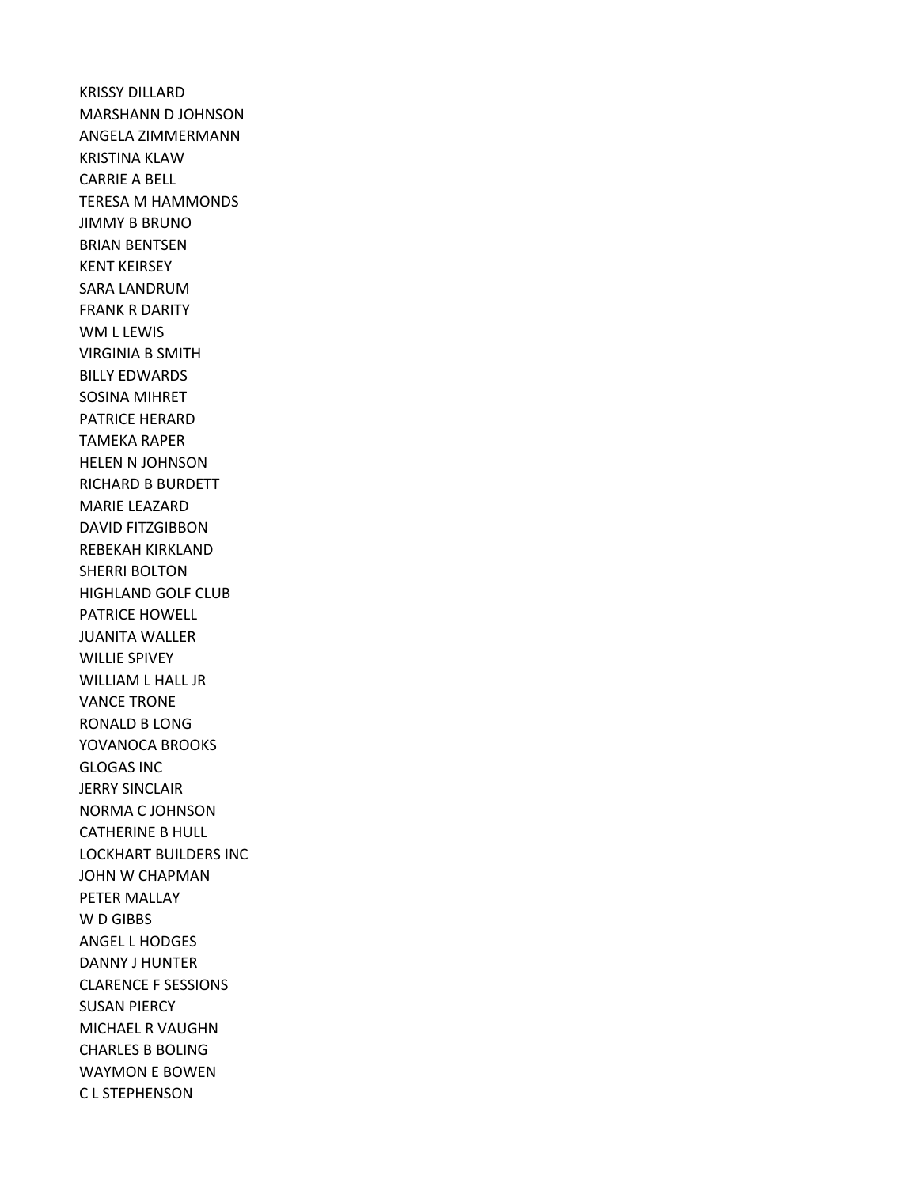KRISSY DILLARD
MARSHANN D JOHNSON
ANGELA ZIMMERMANN
KRISTINA KLAW
CARRIE A BELL
TERESA M HAMMONDS
JIMMY B BRUNO
BRIAN BENTSEN
KENT KEIRSEY
SARA LANDRUM
FRANK R DARITY
WM L LEWIS
VIRGINIA B SMITH
BILLY EDWARDS
SOSINA MIHRET
PATRICE HERARD
TAMEKA RAPER
HELEN N JOHNSON
RICHARD B BURDETT
MARIE LEAZARD
DAVID FITZGIBBON
REBEKAH KIRKLAND
SHERRI BOLTON
HIGHLAND GOLF CLUB
PATRICE HOWELL
JUANITA WALLER
WILLIE SPIVEY
WILLIAM L HALL JR
VANCE TRONE
RONALD B LONG
YOVANOCA BROOKS
GLOGAS INC
JERRY SINCLAIR
NORMA C JOHNSON
CATHERINE B HULL
LOCKHART BUILDERS INC
JOHN W CHAPMAN
PETER MALLAY
W D GIBBS
ANGEL L HODGES
DANNY J HUNTER
CLARENCE F SESSIONS
SUSAN PIERCY
MICHAEL R VAUGHN
CHARLES B BOLING
WAYMON E BOWEN
C L STEPHENSON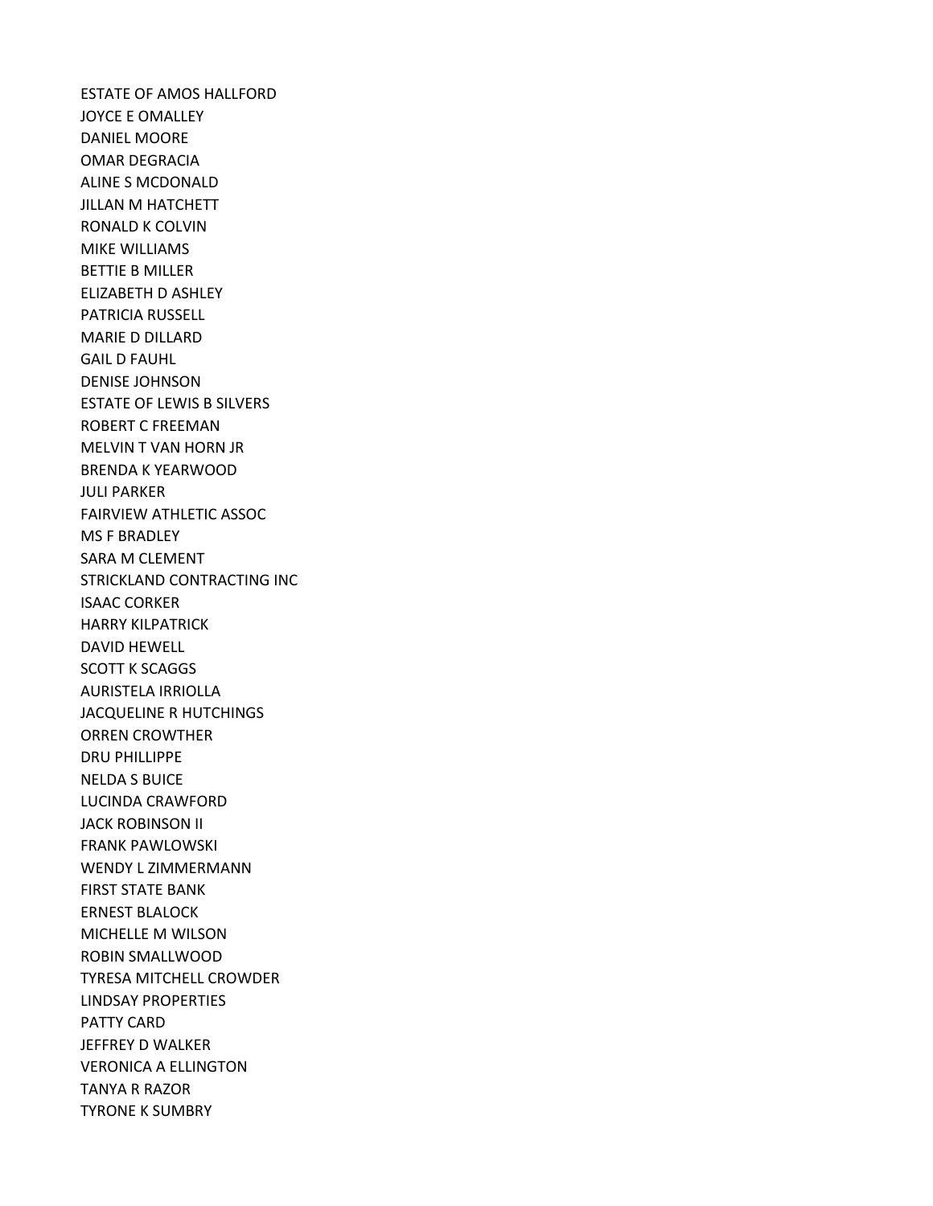ESTATE OF AMOS HALLFORD
JOYCE E OMALLEY
DANIEL MOORE
OMAR DEGRACIA
ALINE S MCDONALD
JILLAN M HATCHETT
RONALD K COLVIN
MIKE WILLIAMS
BETTIE B MILLER
ELIZABETH D ASHLEY
PATRICIA RUSSELL
MARIE D DILLARD
GAIL D FAUHL
DENISE JOHNSON
ESTATE OF LEWIS B SILVERS
ROBERT C FREEMAN
MELVIN T VAN HORN JR
BRENDA K YEARWOOD
JULI PARKER
FAIRVIEW ATHLETIC ASSOC
MS F BRADLEY
SARA M CLEMENT
STRICKLAND CONTRACTING INC
ISAAC CORKER
HARRY KILPATRICK
DAVID HEWELL
SCOTT K SCAGGS
AURISTELA IRRIOLLA
JACQUELINE R HUTCHINGS
ORREN CROWTHER
DRU PHILLIPPE
NELDA S BUICE
LUCINDA CRAWFORD
JACK ROBINSON II
FRANK PAWLOWSKI
WENDY L ZIMMERMANN
FIRST STATE BANK
ERNEST BLALOCK
MICHELLE M WILSON
ROBIN SMALLWOOD
TYRESA MITCHELL CROWDER
LINDSAY PROPERTIES
PATTY CARD
JEFFREY D WALKER
VERONICA A ELLINGTON
TANYA R RAZOR
TYRONE K SUMBRY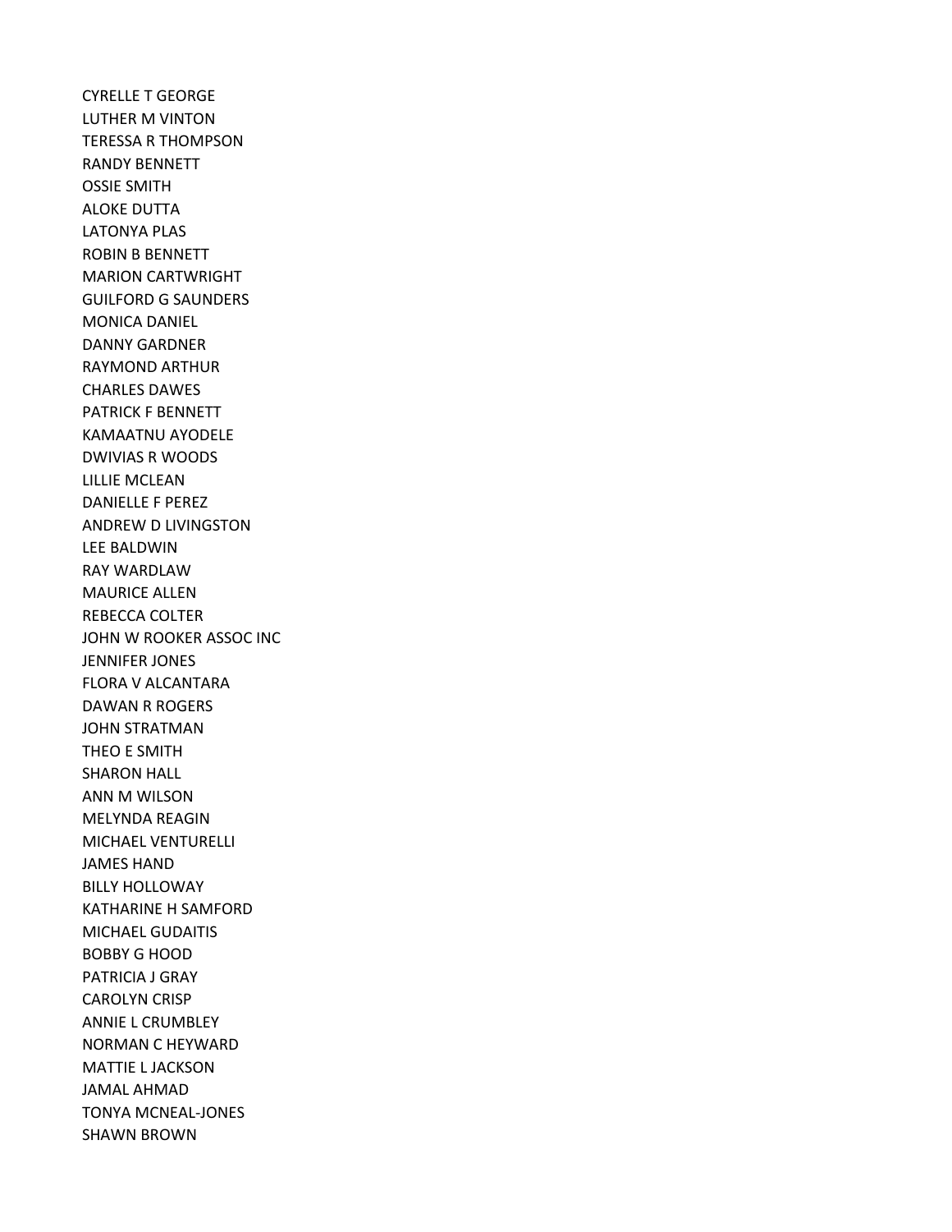CYRELLE T GEORGE
LUTHER M VINTON
TERESSA R THOMPSON
RANDY BENNETT
OSSIE SMITH
ALOKE DUTTA
LATONYA PLAS
ROBIN B BENNETT
MARION CARTWRIGHT
GUILFORD G SAUNDERS
MONICA DANIEL
DANNY GARDNER
RAYMOND ARTHUR
CHARLES DAWES
PATRICK F BENNETT
KAMAATNU AYODELE
DWIVIAS R WOODS
LILLIE MCLEAN
DANIELLE F PEREZ
ANDREW D LIVINGSTON
LEE BALDWIN
RAY WARDLAW
MAURICE ALLEN
REBECCA COLTER
JOHN W ROOKER ASSOC INC
JENNIFER JONES
FLORA V ALCANTARA
DAWAN R ROGERS
JOHN STRATMAN
THEO E SMITH
SHARON HALL
ANN M WILSON
MELYNDA REAGIN
MICHAEL VENTURELLI
JAMES HAND
BILLY HOLLOWAY
KATHARINE H SAMFORD
MICHAEL GUDAITIS
BOBBY G HOOD
PATRICIA J GRAY
CAROLYN CRISP
ANNIE L CRUMBLEY
NORMAN C HEYWARD
MATTIE L JACKSON
JAMAL AHMAD
TONYA MCNEAL-JONES
SHAWN BROWN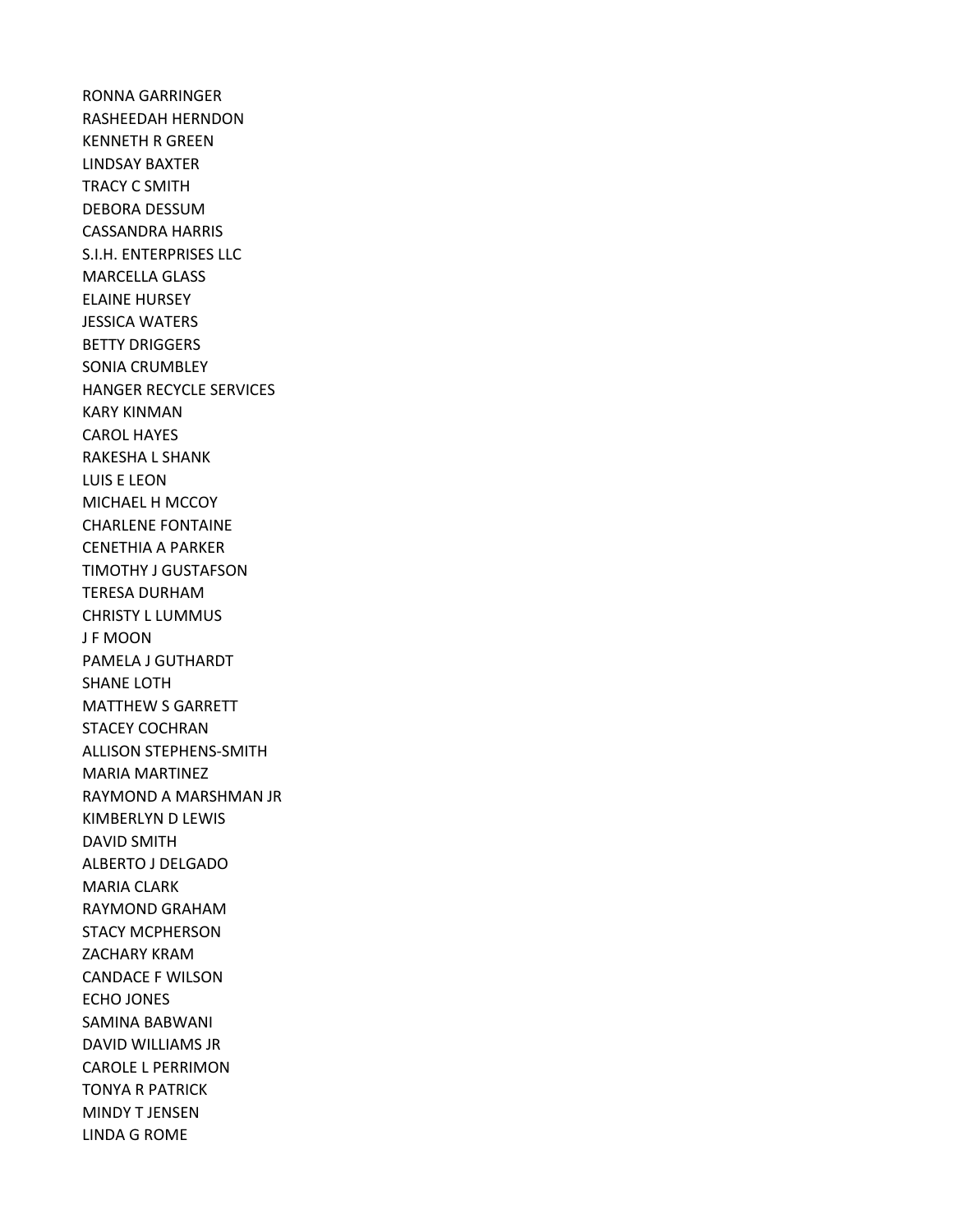RONNA GARRINGER
RASHEEDAH HERNDON
KENNETH R GREEN
LINDSAY BAXTER
TRACY C SMITH
DEBORA DESSUM
CASSANDRA HARRIS
S.I.H. ENTERPRISES LLC
MARCELLA GLASS
ELAINE HURSEY
JESSICA WATERS
BETTY DRIGGERS
SONIA CRUMBLEY
HANGER RECYCLE SERVICES
KARY KINMAN
CAROL HAYES
RAKESHA L SHANK
LUIS E LEON
MICHAEL H MCCOY
CHARLENE FONTAINE
CENETHIA A PARKER
TIMOTHY J GUSTAFSON
TERESA DURHAM
CHRISTY L LUMMUS
J F MOON
PAMELA J GUTHARDT
SHANE LOTH
MATTHEW S GARRETT
STACEY COCHRAN
ALLISON STEPHENS-SMITH
MARIA MARTINEZ
RAYMOND A MARSHMAN JR
KIMBERLYN D LEWIS
DAVID SMITH
ALBERTO J DELGADO
MARIA CLARK
RAYMOND GRAHAM
STACY MCPHERSON
ZACHARY KRAM
CANDACE F WILSON
ECHO JONES
SAMINA BABWANI
DAVID WILLIAMS JR
CAROLE L PERRIMON
TONYA R PATRICK
MINDY T JENSEN
LINDA G ROME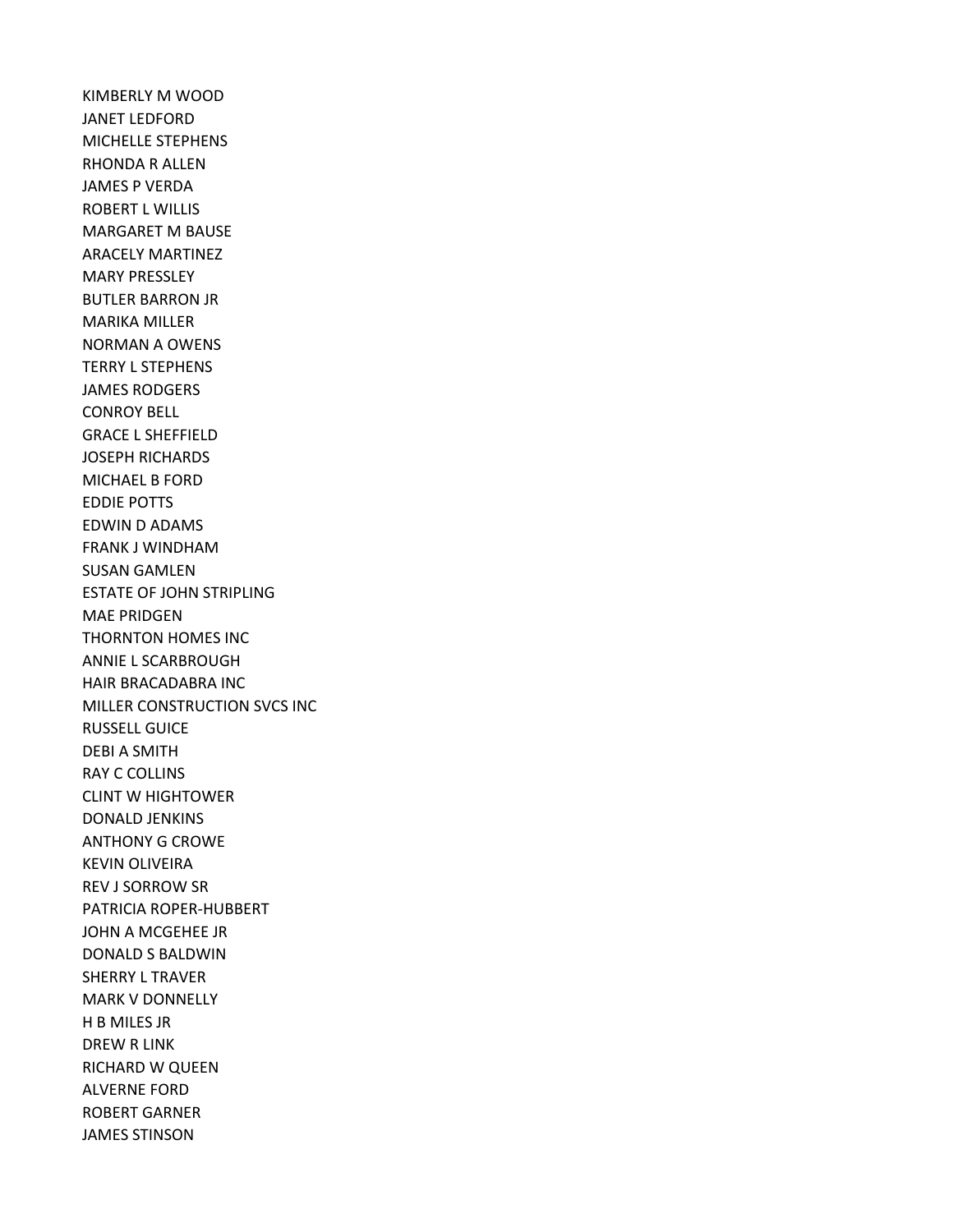KIMBERLY M WOOD
JANET LEDFORD
MICHELLE STEPHENS
RHONDA R ALLEN
JAMES P VERDA
ROBERT L WILLIS
MARGARET M BAUSE
ARACELY MARTINEZ
MARY PRESSLEY
BUTLER BARRON JR
MARIKA MILLER
NORMAN A OWENS
TERRY L STEPHENS
JAMES RODGERS
CONROY BELL
GRACE L SHEFFIELD
JOSEPH RICHARDS
MICHAEL B FORD
EDDIE POTTS
EDWIN D ADAMS
FRANK J WINDHAM
SUSAN GAMLEN
ESTATE OF JOHN STRIPLING
MAE PRIDGEN
THORNTON HOMES INC
ANNIE L SCARBROUGH
HAIR BRACADABRA INC
MILLER CONSTRUCTION SVCS INC
RUSSELL GUICE
DEBI A SMITH
RAY C COLLINS
CLINT W HIGHTOWER
DONALD JENKINS
ANTHONY G CROWE
KEVIN OLIVEIRA
REV J SORROW SR
PATRICIA ROPER-HUBBERT
JOHN A MCGEHEE JR
DONALD S BALDWIN
SHERRY L TRAVER
MARK V DONNELLY
H B MILES JR
DREW R LINK
RICHARD W QUEEN
ALVERNE FORD
ROBERT GARNER
JAMES STINSON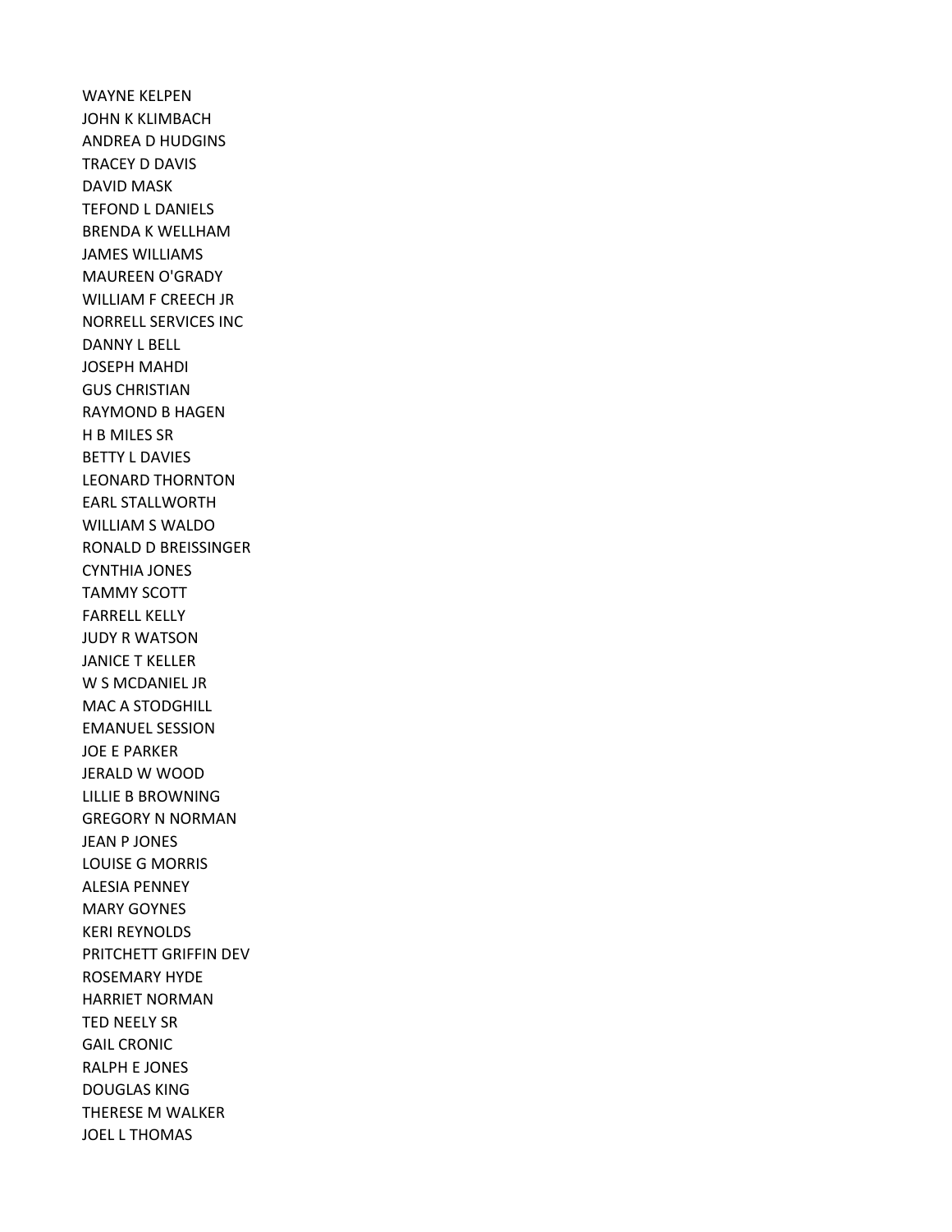WAYNE KELPEN
JOHN K KLIMBACH
ANDREA D HUDGINS
TRACEY D DAVIS
DAVID MASK
TEFOND L DANIELS
BRENDA K WELLHAM
JAMES WILLIAMS
MAUREEN O'GRADY
WILLIAM F CREECH JR
NORRELL SERVICES INC
DANNY L BELL
JOSEPH MAHDI
GUS CHRISTIAN
RAYMOND B HAGEN
H B MILES SR
BETTY L DAVIES
LEONARD THORNTON
EARL STALLWORTH
WILLIAM S WALDO
RONALD D BREISSINGER
CYNTHIA JONES
TAMMY SCOTT
FARRELL KELLY
JUDY R WATSON
JANICE T KELLER
W S MCDANIEL JR
MAC A STODGHILL
EMANUEL SESSION
JOE E PARKER
JERALD W WOOD
LILLIE B BROWNING
GREGORY N NORMAN
JEAN P JONES
LOUISE G MORRIS
ALESIA PENNEY
MARY GOYNES
KERI REYNOLDS
PRITCHETT GRIFFIN DEV
ROSEMARY HYDE
HARRIET NORMAN
TED NEELY SR
GAIL CRONIC
RALPH E JONES
DOUGLAS KING
THERESE M WALKER
JOEL L THOMAS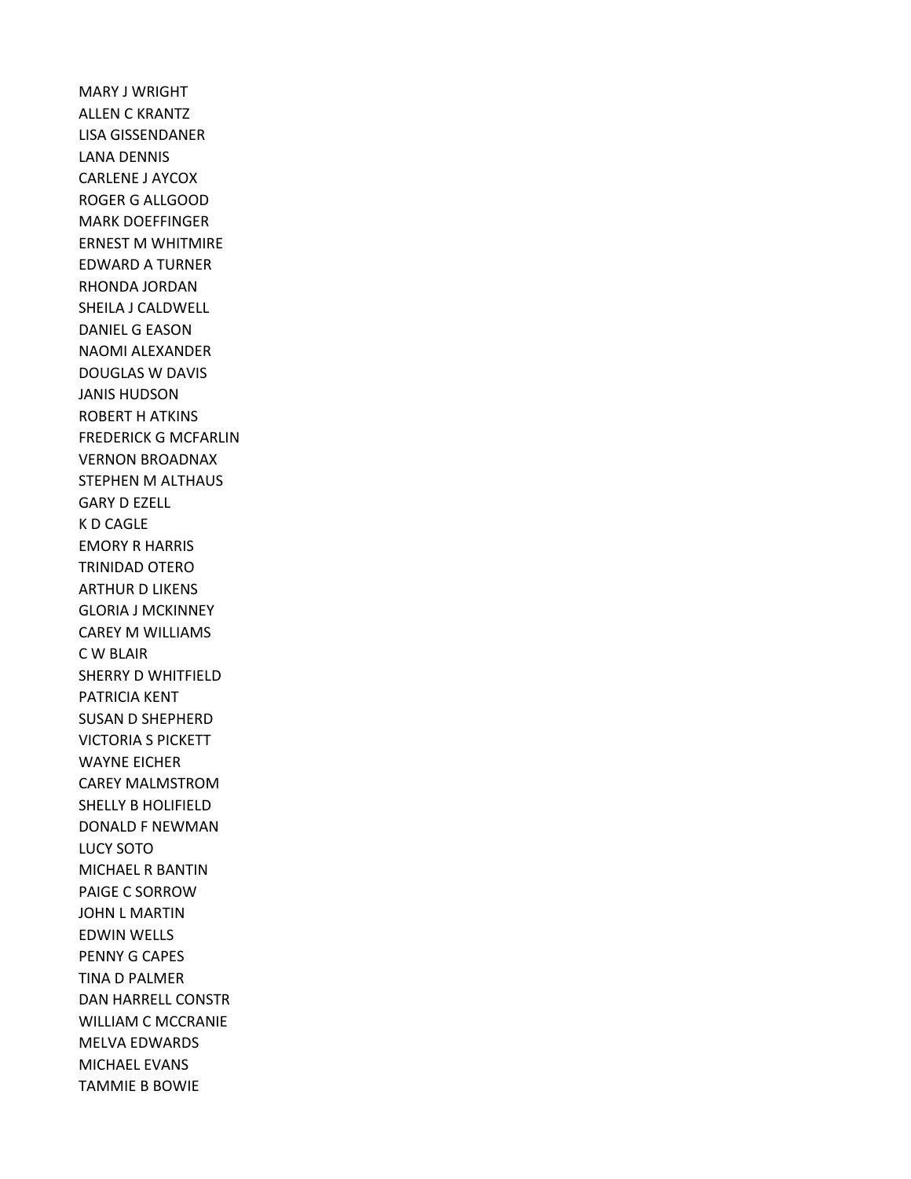MARY J WRIGHT
ALLEN C KRANTZ
LISA GISSENDANER
LANA DENNIS
CARLENE J AYCOX
ROGER G ALLGOOD
MARK DOEFFINGER
ERNEST M WHITMIRE
EDWARD A TURNER
RHONDA JORDAN
SHEILA J CALDWELL
DANIEL G EASON
NAOMI ALEXANDER
DOUGLAS W DAVIS
JANIS HUDSON
ROBERT H ATKINS
FREDERICK G MCFARLIN
VERNON BROADNAX
STEPHEN M ALTHAUS
GARY D EZELL
K D CAGLE
EMORY R HARRIS
TRINIDAD OTERO
ARTHUR D LIKENS
GLORIA J MCKINNEY
CAREY M WILLIAMS
C W BLAIR
SHERRY D WHITFIELD
PATRICIA KENT
SUSAN D SHEPHERD
VICTORIA S PICKETT
WAYNE EICHER
CAREY MALMSTROM
SHELLY B HOLIFIELD
DONALD F NEWMAN
LUCY SOTO
MICHAEL R BANTIN
PAIGE C SORROW
JOHN L MARTIN
EDWIN WELLS
PENNY G CAPES
TINA D PALMER
DAN HARRELL CONSTR
WILLIAM C MCCRANIE
MELVA EDWARDS
MICHAEL EVANS
TAMMIE B BOWIE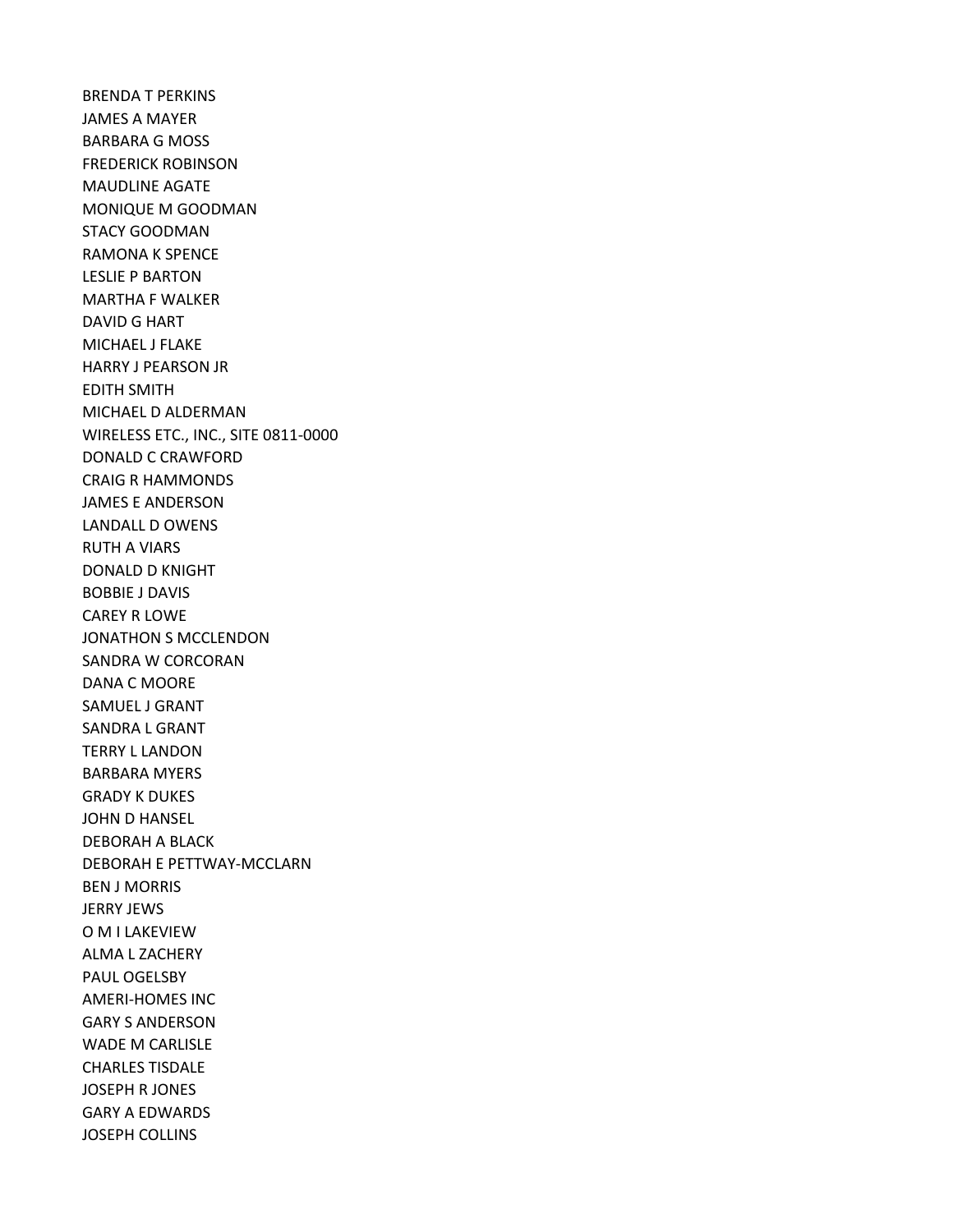BRENDA T PERKINS
JAMES A MAYER
BARBARA G MOSS
FREDERICK ROBINSON
MAUDLINE AGATE
MONIQUE M GOODMAN
STACY GOODMAN
RAMONA K SPENCE
LESLIE P BARTON
MARTHA F WALKER
DAVID G HART
MICHAEL J FLAKE
HARRY J PEARSON JR
EDITH SMITH
MICHAEL D ALDERMAN
WIRELESS ETC., INC., SITE 0811-0000
DONALD C CRAWFORD
CRAIG R HAMMONDS
JAMES E ANDERSON
LANDALL D OWENS
RUTH A VIARS
DONALD D KNIGHT
BOBBIE J DAVIS
CAREY R LOWE
JONATHON S MCCLENDON
SANDRA W CORCORAN
DANA C MOORE
SAMUEL J GRANT
SANDRA L GRANT
TERRY L LANDON
BARBARA MYERS
GRADY K DUKES
JOHN D HANSEL
DEBORAH A BLACK
DEBORAH E PETTWAY-MCCLARN
BEN J MORRIS
JERRY JEWS
O M I LAKEVIEW
ALMA L ZACHERY
PAUL OGELSBY
AMERI-HOMES INC
GARY S ANDERSON
WADE M CARLISLE
CHARLES TISDALE
JOSEPH R JONES
GARY A EDWARDS
JOSEPH COLLINS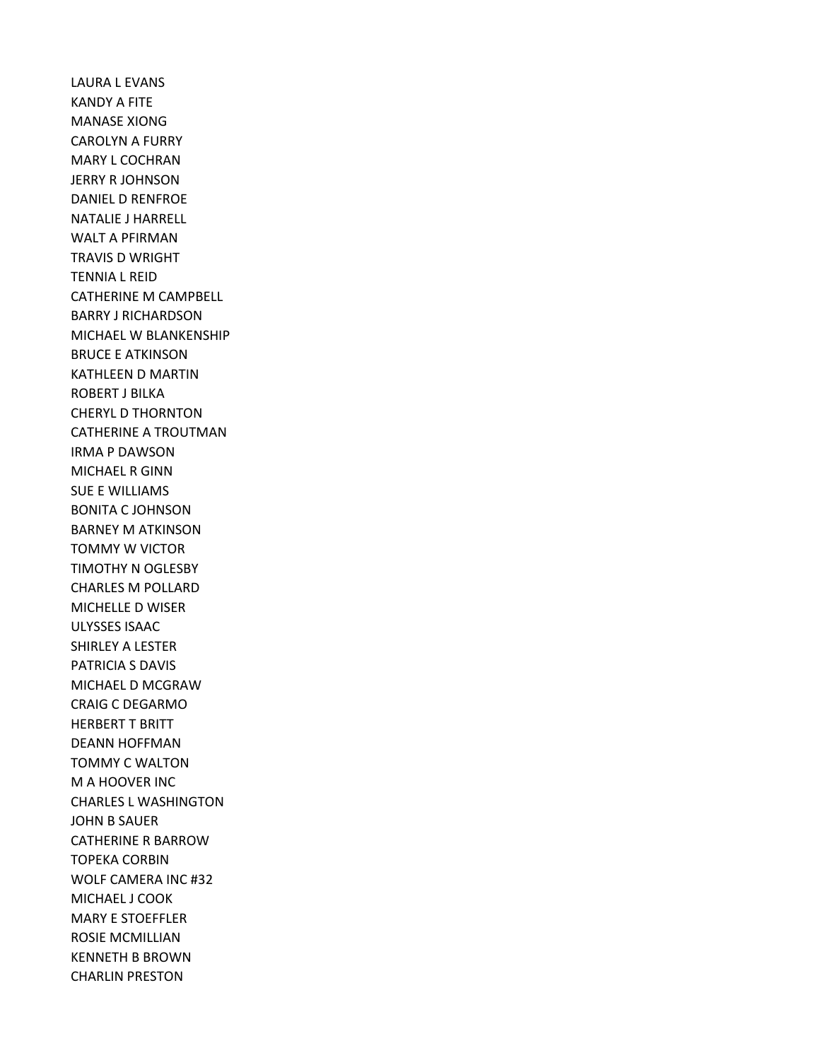LAURA L EVANS
KANDY A FITE
MANASE XIONG
CAROLYN A FURRY
MARY L COCHRAN
JERRY R JOHNSON
DANIEL D RENFROE
NATALIE J HARRELL
WALT A PFIRMAN
TRAVIS D WRIGHT
TENNIA L REID
CATHERINE M CAMPBELL
BARRY J RICHARDSON
MICHAEL W BLANKENSHIP
BRUCE E ATKINSON
KATHLEEN D MARTIN
ROBERT J BILKA
CHERYL D THORNTON
CATHERINE A TROUTMAN
IRMA P DAWSON
MICHAEL R GINN
SUE E WILLIAMS
BONITA C JOHNSON
BARNEY M ATKINSON
TOMMY W VICTOR
TIMOTHY N OGLESBY
CHARLES M POLLARD
MICHELLE D WISER
ULYSSES ISAAC
SHIRLEY A LESTER
PATRICIA S DAVIS
MICHAEL D MCGRAW
CRAIG C DEGARMO
HERBERT T BRITT
DEANN HOFFMAN
TOMMY C WALTON
M A HOOVER INC
CHARLES L WASHINGTON
JOHN B SAUER
CATHERINE R BARROW
TOPEKA CORBIN
WOLF CAMERA INC #32
MICHAEL J COOK
MARY E STOEFFLER
ROSIE MCMILLIAN
KENNETH B BROWN
CHARLIN PRESTON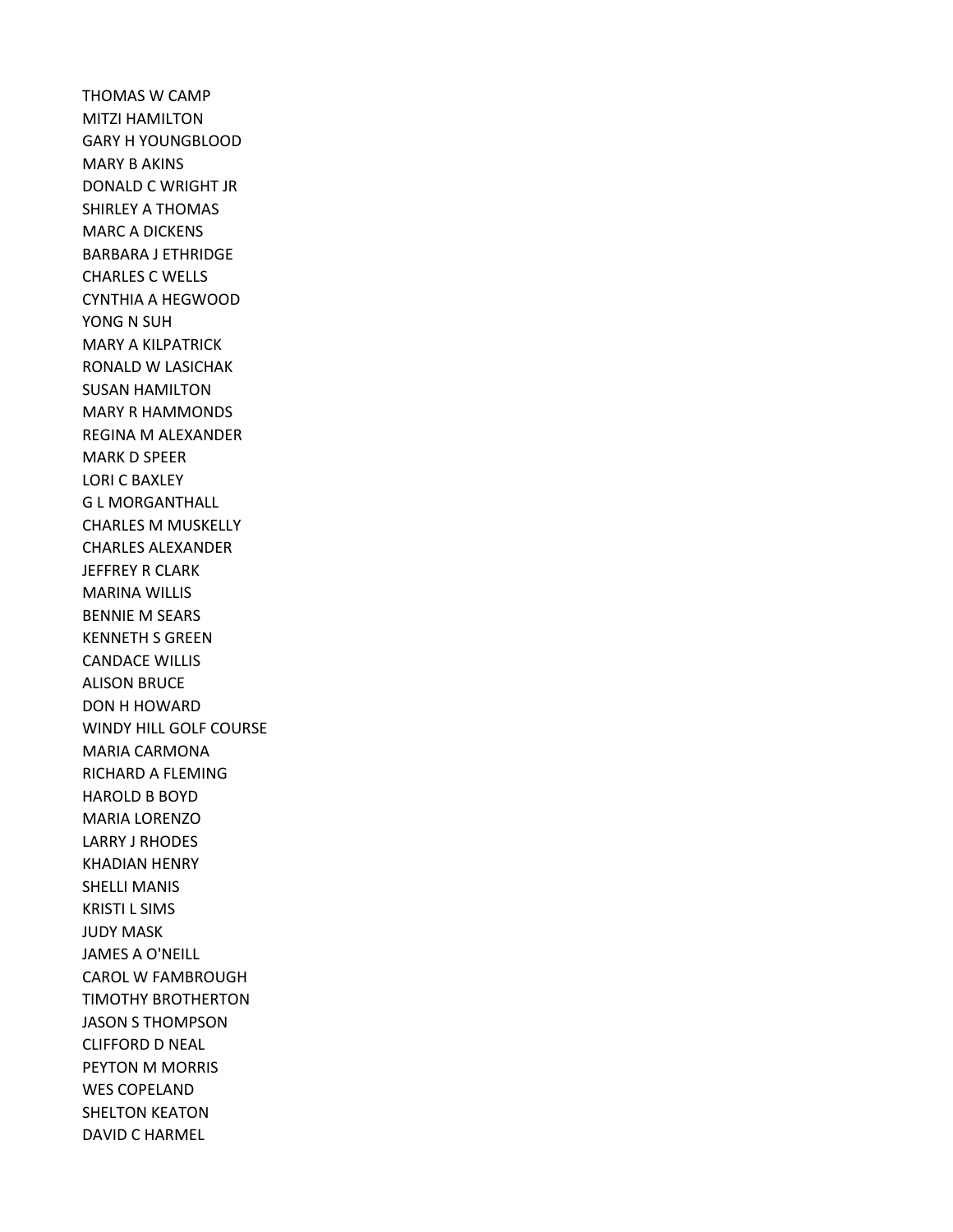THOMAS W CAMP
MITZI HAMILTON
GARY H YOUNGBLOOD
MARY B AKINS
DONALD C WRIGHT JR
SHIRLEY A THOMAS
MARC A DICKENS
BARBARA J ETHRIDGE
CHARLES C WELLS
CYNTHIA A HEGWOOD
YONG N SUH
MARY A KILPATRICK
RONALD W LASICHAK
SUSAN HAMILTON
MARY R HAMMONDS
REGINA M ALEXANDER
MARK D SPEER
LORI C BAXLEY
G L MORGANTHALL
CHARLES M MUSKELLY
CHARLES ALEXANDER
JEFFREY R CLARK
MARINA WILLIS
BENNIE M SEARS
KENNETH S GREEN
CANDACE WILLIS
ALISON BRUCE
DON H HOWARD
WINDY HILL GOLF COURSE
MARIA CARMONA
RICHARD A FLEMING
HAROLD B BOYD
MARIA LORENZO
LARRY J RHODES
KHADIAN HENRY
SHELLI MANIS
KRISTI L SIMS
JUDY MASK
JAMES A O'NEILL
CAROL W FAMBROUGH
TIMOTHY BROTHERTON
JASON S THOMPSON
CLIFFORD D NEAL
PEYTON M MORRIS
WES COPELAND
SHELTON KEATON
DAVID C HARMEL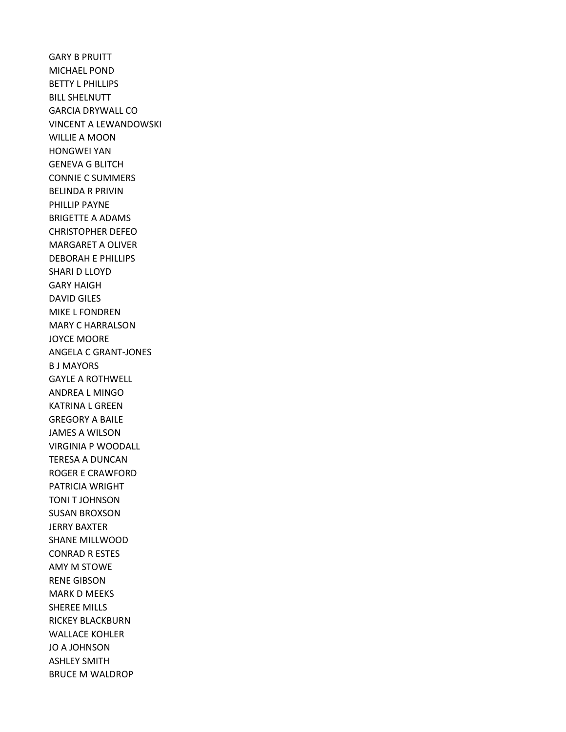GARY B PRUITT
MICHAEL POND
BETTY L PHILLIPS
BILL SHELNUTT
GARCIA DRYWALL CO
VINCENT A LEWANDOWSKI
WILLIE A MOON
HONGWEI YAN
GENEVA G BLITCH
CONNIE C SUMMERS
BELINDA R PRIVIN
PHILLIP PAYNE
BRIGETTE A ADAMS
CHRISTOPHER DEFEO
MARGARET A OLIVER
DEBORAH E PHILLIPS
SHARI D LLOYD
GARY HAIGH
DAVID GILES
MIKE L FONDREN
MARY C HARRALSON
JOYCE MOORE
ANGELA C GRANT-JONES
B J MAYORS
GAYLE A ROTHWELL
ANDREA L MINGO
KATRINA L GREEN
GREGORY A BAILE
JAMES A WILSON
VIRGINIA P WOODALL
TERESA A DUNCAN
ROGER E CRAWFORD
PATRICIA WRIGHT
TONI T JOHNSON
SUSAN BROXSON
JERRY BAXTER
SHANE MILLWOOD
CONRAD R ESTES
AMY M STOWE
RENE GIBSON
MARK D MEEKS
SHEREE MILLS
RICKEY BLACKBURN
WALLACE KOHLER
JO A JOHNSON
ASHLEY SMITH
BRUCE M WALDROP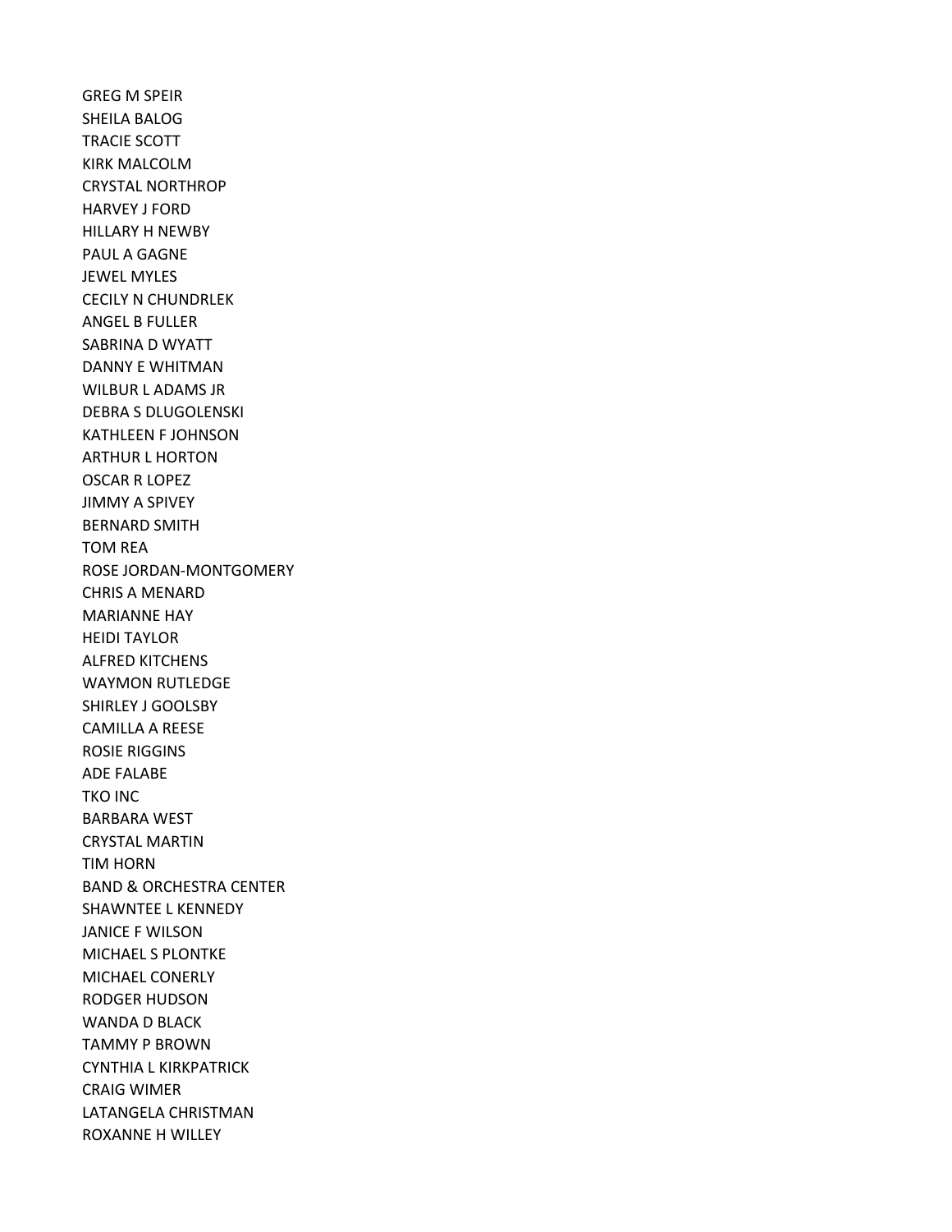GREG M SPEIR
SHEILA BALOG
TRACIE SCOTT
KIRK MALCOLM
CRYSTAL NORTHROP
HARVEY J FORD
HILLARY H NEWBY
PAUL A GAGNE
JEWEL MYLES
CECILY N CHUNDRLEK
ANGEL B FULLER
SABRINA D WYATT
DANNY E WHITMAN
WILBUR L ADAMS JR
DEBRA S DLUGOLENSKI
KATHLEEN F JOHNSON
ARTHUR L HORTON
OSCAR R LOPEZ
JIMMY A SPIVEY
BERNARD SMITH
TOM REA
ROSE JORDAN-MONTGOMERY
CHRIS A MENARD
MARIANNE HAY
HEIDI TAYLOR
ALFRED KITCHENS
WAYMON RUTLEDGE
SHIRLEY J GOOLSBY
CAMILLA A REESE
ROSIE RIGGINS
ADE FALABE
TKO INC
BARBARA WEST
CRYSTAL MARTIN
TIM HORN
BAND & ORCHESTRA CENTER
SHAWNTEE L KENNEDY
JANICE F WILSON
MICHAEL S PLONTKE
MICHAEL CONERLY
RODGER HUDSON
WANDA D BLACK
TAMMY P BROWN
CYNTHIA L KIRKPATRICK
CRAIG WIMER
LATANGELA CHRISTMAN
ROXANNE H WILLEY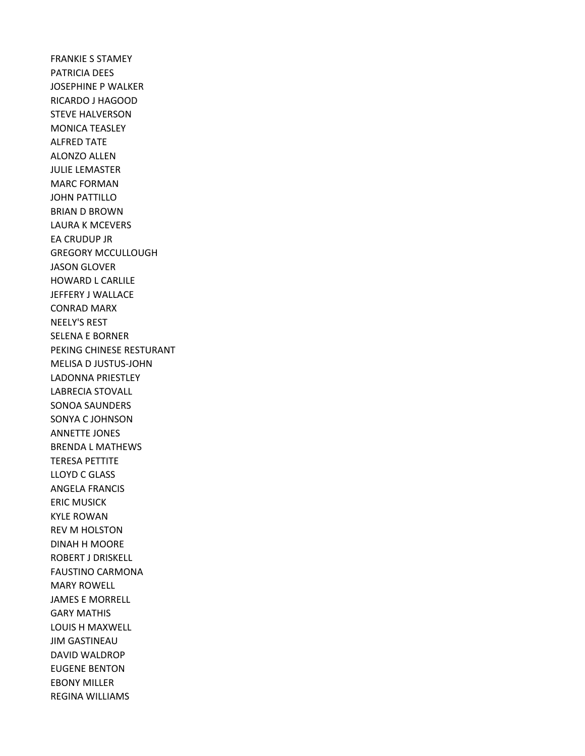FRANKIE S STAMEY
PATRICIA DEES
JOSEPHINE P WALKER
RICARDO J HAGOOD
STEVE HALVERSON
MONICA TEASLEY
ALFRED TATE
ALONZO ALLEN
JULIE LEMASTER
MARC FORMAN
JOHN PATTILLO
BRIAN D BROWN
LAURA K MCEVERS
EA CRUDUP JR
GREGORY MCCULLOUGH
JASON GLOVER
HOWARD L CARLILE
JEFFERY J WALLACE
CONRAD MARX
NEELY'S REST
SELENA E BORNER
PEKING CHINESE RESTURANT
MELISA D JUSTUS-JOHN
LADONNA PRIESTLEY
LABRECIA STOVALL
SONOA SAUNDERS
SONYA C JOHNSON
ANNETTE JONES
BRENDA L MATHEWS
TERESA PETTITE
LLOYD C GLASS
ANGELA FRANCIS
ERIC MUSICK
KYLE ROWAN
REV M HOLSTON
DINAH H MOORE
ROBERT J DRISKELL
FAUSTINO CARMONA
MARY ROWELL
JAMES E MORRELL
GARY MATHIS
LOUIS H MAXWELL
JIM GASTINEAU
DAVID WALDROP
EUGENE BENTON
EBONY MILLER
REGINA WILLIAMS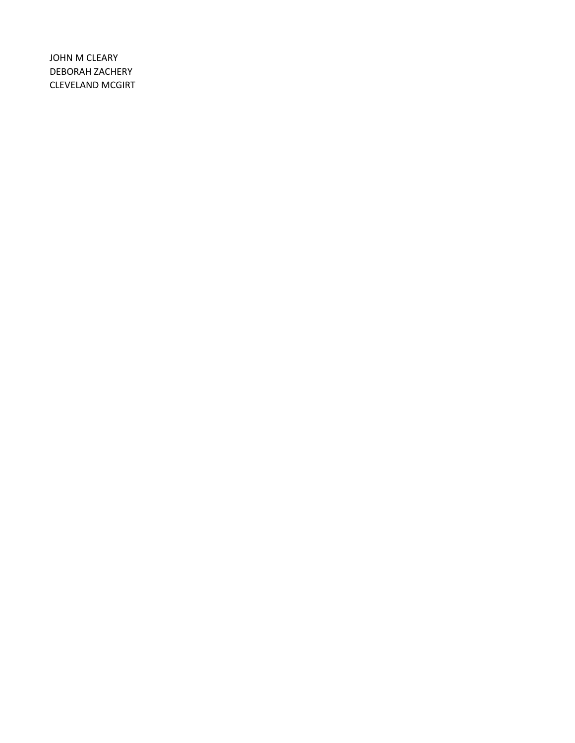JOHN M CLEARY
DEBORAH ZACHERY
CLEVELAND MCGIRT